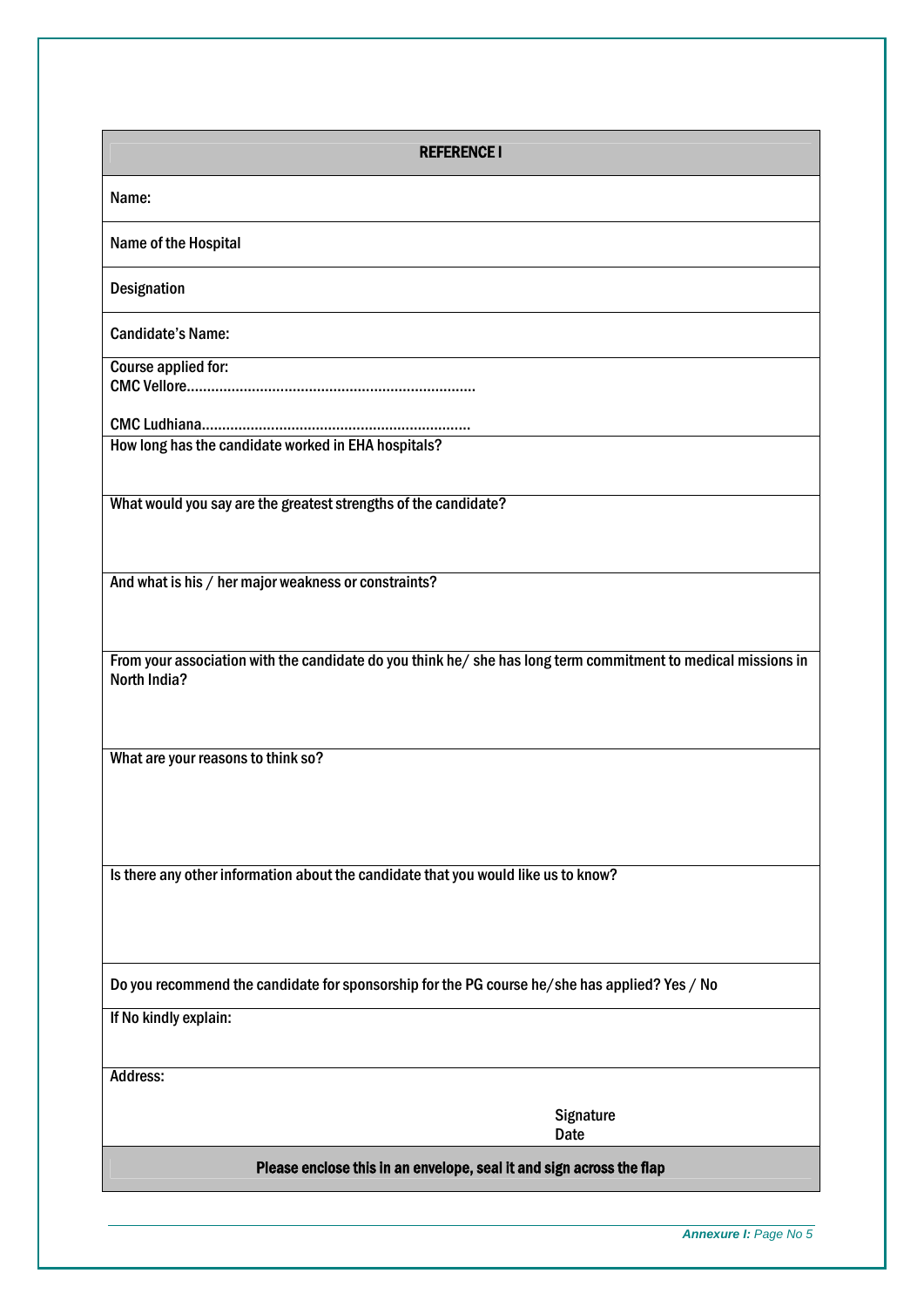## REFERENCE I

Name:

Name of the Hospital

Designation

Candidate's Name:

Course applied for:
CMC Vellore……………………………………………………………

CMC Ludhiana…………………………………………………………

How long has the candidate worked in EHA hospitals?

What would you say are the greatest strengths of the candidate?

And what is his / her major weakness or constraints?

From your association with the candidate do you think he/ she has long term commitment to medical missions in North India?

What are your reasons to think so?

Is there any other information about the candidate that you would like us to know?

Do you recommend the candidate for sponsorship for the PG course he/she has applied? Yes / No

If No kindly explain:

Address:

Signature
Date

**Please enclose this in an envelope, seal it and sign across the flap**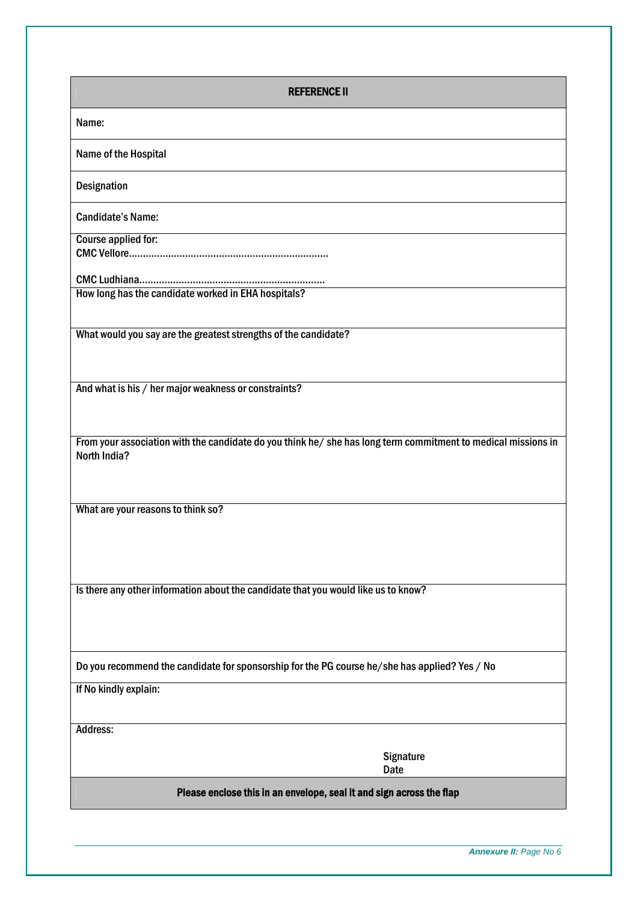| REFERENCE II |
|---|
| Name: |
| Name of the Hospital |
| Designation |
| Candidate's Name: |
| Course applied for:<br>CMC Vellore......................................................................<br><br>CMC Ludhiana.................................................................. |
| How long has the candidate worked in EHA hospitals? |
| What would you say are the greatest strengths of the candidate? |
| And what is his / her major weakness or constraints? |
| From your association with the candidate do you think he/ she has long term commitment to medical missions in North India? |
| What are your reasons to think so? |
| Is there any other information about the candidate that you would like us to know? |
| Do you recommend the candidate for sponsorship for the PG course he/she has applied? Yes / No |
| If No kindly explain: |
| Address:<br><br>Signature<br>Date |
| **Please enclose this in an envelope, seal it and sign across the flap** |

***Annexure II:*** *Page No 6*